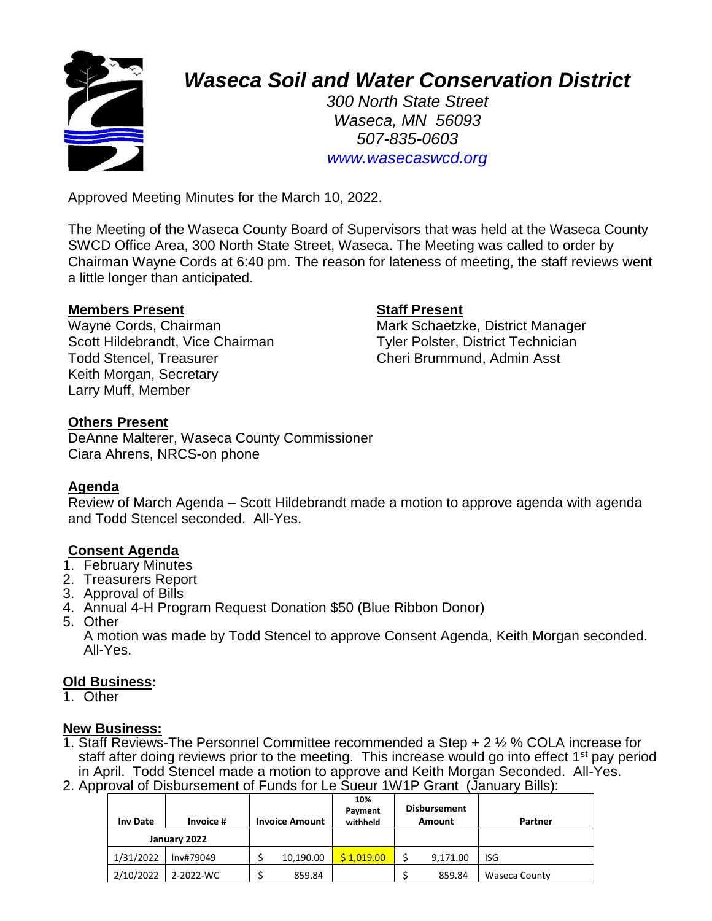# *Waseca Soil and Water Conservation District*

*300 North State Street*
*Waseca, MN 56093*
*507-835-0603*
*www.wasecaswcd.org*

Approved Meeting Minutes for the March 10, 2022.

The Meeting of the Waseca County Board of Supervisors that was held at the Waseca County SWCD Office Area, 300 North State Street, Waseca. The Meeting was called to order by Chairman Wayne Cords at 6:40 pm. The reason for lateness of meeting, the staff reviews went a little longer than anticipated.

**Members Present**

Wayne Cords, Chairman
Scott Hildebrandt, Vice Chairman
Todd Stencel, Treasurer
Keith Morgan, Secretary
Larry Muff, Member

**Staff Present**

Mark Schaetzke, District Manager
Tyler Polster, District Technician
Cheri Brummund, Admin Asst

**Others Present**

DeAnne Malterer, Waseca County Commissioner
Ciara Ahrens, NRCS-on phone

**Agenda**

Review of March Agenda – Scott Hildebrandt made a motion to approve agenda with agenda and Todd Stencel seconded. All-Yes.

**Consent Agenda**

1. February Minutes
2. Treasurers Report
3. Approval of Bills
4. Annual 4-H Program Request Donation $50 (Blue Ribbon Donor)
5. Other
   A motion was made by Todd Stencel to approve Consent Agenda, Keith Morgan seconded. All-Yes.

**Old Business:**

1. Other

**New Business:**

1. Staff Reviews-The Personnel Committee recommended a Step + 2 ½ % COLA increase for staff after doing reviews prior to the meeting. This increase would go into effect 1st pay period in April. Todd Stencel made a motion to approve and Keith Morgan Seconded. All-Yes.
2. Approval of Disbursement of Funds for Le Sueur 1W1P Grant (January Bills):

| Inv Date | Invoice # | Invoice Amount | 10% Payment withheld | Disbursement Amount | Partner |
|---|---|---|---|---|---|
| January 2022 | | | | | |
| 1/31/2022 | Inv#79049 | $ 10,190.00 | $ 1,019.00 | $ 9,171.00 | ISG |
| 2/10/2022 | 2-2022-WC | $ 859.84 | | $ 859.84 | Waseca County |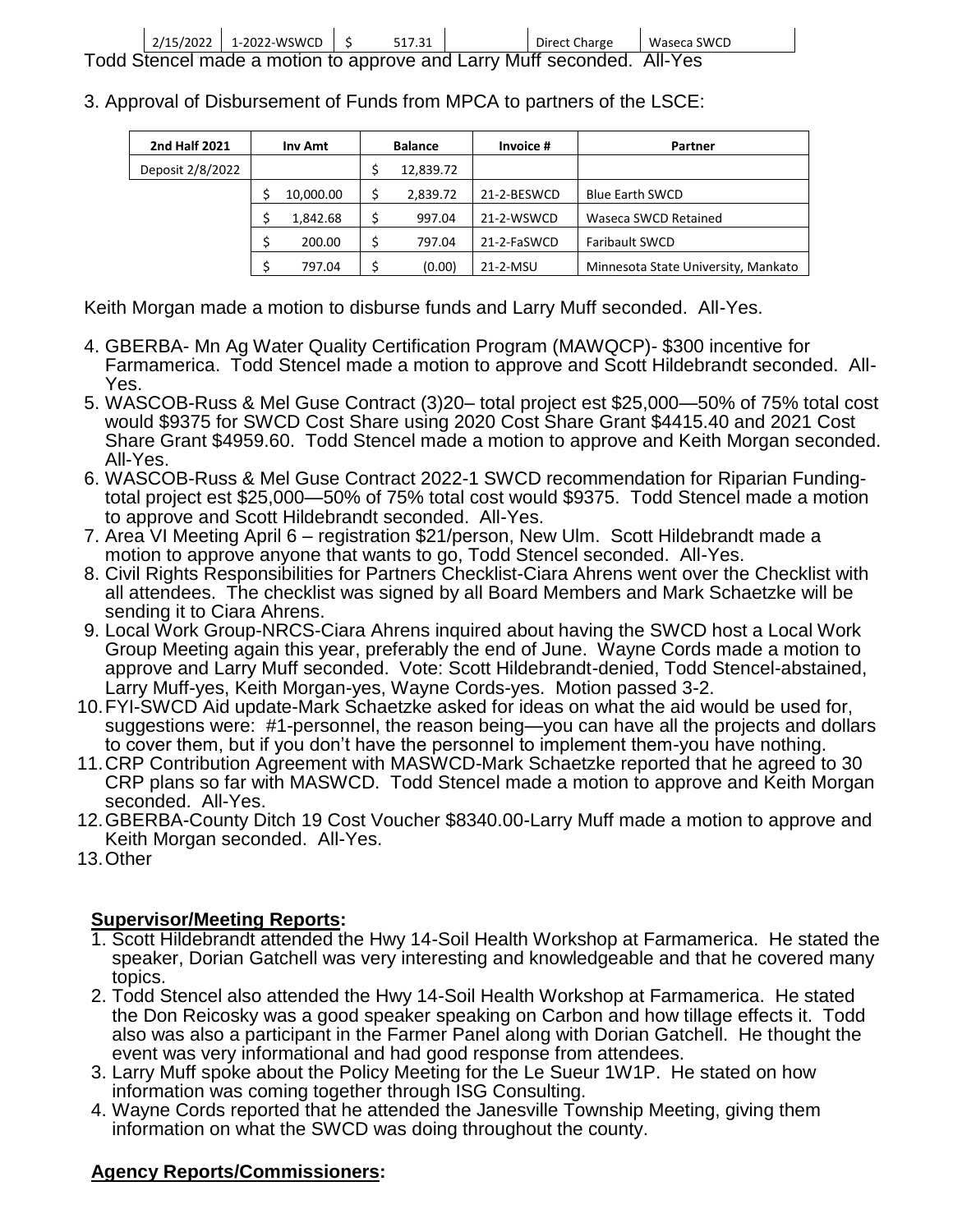| 2/15/2022 | 1-2022-WSWCD | $ 517.31 | | Direct Charge | Waseca SWCD |
|---|---|---|---|---|---|

Todd Stencel made a motion to approve and Larry Muff seconded. All-Yes

3. Approval of Disbursement of Funds from MPCA to partners of the LSCE:

| 2nd Half 2021 | Inv Amt | Balance | Invoice # | Partner |
|---|---|---|---|---|
| Deposit 2/8/2022 | | $ 12,839.72 | | |
| | $ 10,000.00 | $ 2,839.72 | 21-2-BESWCD | Blue Earth SWCD |
| | $ 1,842.68 | $ 997.04 | 21-2-WSWCD | Waseca SWCD Retained |
| | $ 200.00 | $ 797.04 | 21-2-FaSWCD | Faribault SWCD |
| | $ 797.04 | $ (0.00) | 21-2-MSU | Minnesota State University, Mankato |

Keith Morgan made a motion to disburse funds and Larry Muff seconded. All-Yes.

4. GBERBA- Mn Ag Water Quality Certification Program (MAWQCP)- $300 incentive for Farmamerica. Todd Stencel made a motion to approve and Scott Hildebrandt seconded. All-Yes.
5. WASCOB-Russ & Mel Guse Contract (3)20– total project est $25,000—50% of 75% total cost would $9375 for SWCD Cost Share using 2020 Cost Share Grant $4415.40 and 2021 Cost Share Grant $4959.60. Todd Stencel made a motion to approve and Keith Morgan seconded. All-Yes.
6. WASCOB-Russ & Mel Guse Contract 2022-1 SWCD recommendation for Riparian Funding- total project est $25,000—50% of 75% total cost would $9375. Todd Stencel made a motion to approve and Scott Hildebrandt seconded. All-Yes.
7. Area VI Meeting April 6 – registration $21/person, New Ulm. Scott Hildebrandt made a motion to approve anyone that wants to go, Todd Stencel seconded. All-Yes.
8. Civil Rights Responsibilities for Partners Checklist-Ciara Ahrens went over the Checklist with all attendees. The checklist was signed by all Board Members and Mark Schaetzke will be sending it to Ciara Ahrens.
9. Local Work Group-NRCS-Ciara Ahrens inquired about having the SWCD host a Local Work Group Meeting again this year, preferably the end of June. Wayne Cords made a motion to approve and Larry Muff seconded. Vote: Scott Hildebrandt-denied, Todd Stencel-abstained, Larry Muff-yes, Keith Morgan-yes, Wayne Cords-yes. Motion passed 3-2.
10. FYI-SWCD Aid update-Mark Schaetzke asked for ideas on what the aid would be used for, suggestions were: #1-personnel, the reason being—you can have all the projects and dollars to cover them, but if you don't have the personnel to implement them-you have nothing.
11. CRP Contribution Agreement with MASWCD-Mark Schaetzke reported that he agreed to 30 CRP plans so far with MASWCD. Todd Stencel made a motion to approve and Keith Morgan seconded. All-Yes.
12. GBERBA-County Ditch 19 Cost Voucher $8340.00-Larry Muff made a motion to approve and Keith Morgan seconded. All-Yes.
13. Other

## Supervisor/Meeting Reports:

1. Scott Hildebrandt attended the Hwy 14-Soil Health Workshop at Farmamerica. He stated the speaker, Dorian Gatchell was very interesting and knowledgeable and that he covered many topics.
2. Todd Stencel also attended the Hwy 14-Soil Health Workshop at Farmamerica. He stated the Don Reicosky was a good speaker speaking on Carbon and how tillage effects it. Todd also was also a participant in the Farmer Panel along with Dorian Gatchell. He thought the event was very informational and had good response from attendees.
3. Larry Muff spoke about the Policy Meeting for the Le Sueur 1W1P. He stated on how information was coming together through ISG Consulting.
4. Wayne Cords reported that he attended the Janesville Township Meeting, giving them information on what the SWCD was doing throughout the county.

## Agency Reports/Commissioners: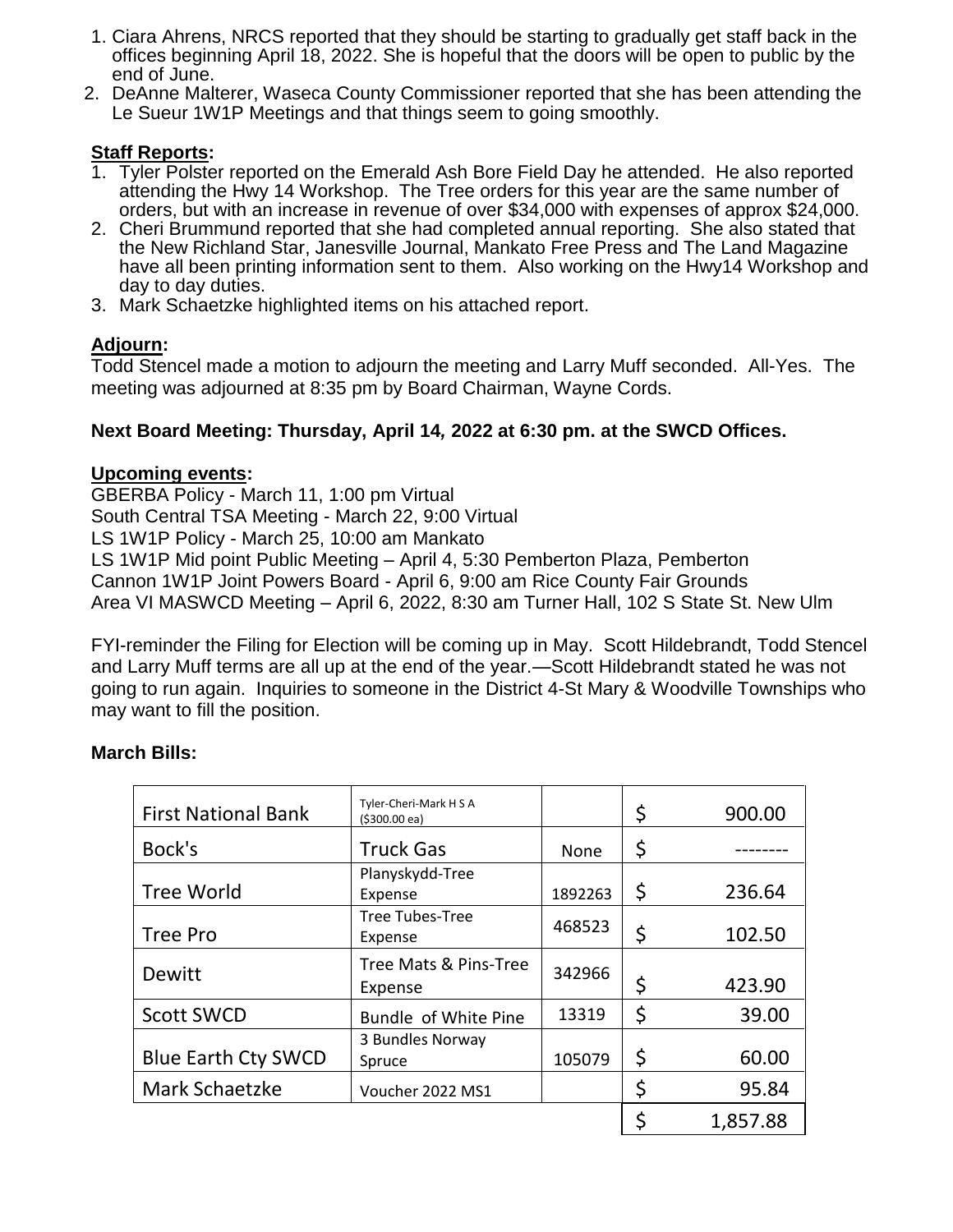1. Ciara Ahrens, NRCS reported that they should be starting to gradually get staff back in the offices beginning April 18, 2022. She is hopeful that the doors will be open to public by the end of June.
2. DeAnne Malterer, Waseca County Commissioner reported that she has been attending the Le Sueur 1W1P Meetings and that things seem to going smoothly.

**Staff Reports:**

1. Tyler Polster reported on the Emerald Ash Bore Field Day he attended. He also reported attending the Hwy 14 Workshop. The Tree orders for this year are the same number of orders, but with an increase in revenue of over $34,000 with expenses of approx $24,000.
2. Cheri Brummund reported that she had completed annual reporting. She also stated that the New Richland Star, Janesville Journal, Mankato Free Press and The Land Magazine have all been printing information sent to them. Also working on the Hwy14 Workshop and day to day duties.
3. Mark Schaetzke highlighted items on his attached report.

**Adjourn:**

Todd Stencel made a motion to adjourn the meeting and Larry Muff seconded. All-Yes. The meeting was adjourned at 8:35 pm by Board Chairman, Wayne Cords.

**Next Board Meeting: Thursday, April 14, 2022 at 6:30 pm. at the SWCD Offices.**

**Upcoming events:**

GBERBA Policy - March 11, 1:00 pm Virtual
South Central TSA Meeting - March 22, 9:00 Virtual
LS 1W1P Policy - March 25, 10:00 am Mankato
LS 1W1P Mid point Public Meeting – April 4, 5:30 Pemberton Plaza, Pemberton
Cannon 1W1P Joint Powers Board - April 6, 9:00 am Rice County Fair Grounds
Area VI MASWCD Meeting – April 6, 2022, 8:30 am Turner Hall, 102 S State St. New Ulm

FYI-reminder the Filing for Election will be coming up in May. Scott Hildebrandt, Todd Stencel and Larry Muff terms are all up at the end of the year.—Scott Hildebrandt stated he was not going to run again. Inquiries to someone in the District 4-St Mary & Woodville Townships who may want to fill the position.

**March Bills:**

| | | | |
|---|---|---|---|
| First National Bank | Tyler-Cheri-Mark H S A ($300.00 ea) | | $ 900.00 |
| Bock's | Truck Gas | None | $ -------- |
| Tree World | Planyskydd-Tree Expense | 1892263 | $ 236.64 |
| Tree Pro | Tree Tubes-Tree Expense | 468523 | $ 102.50 |
| Dewitt | Tree Mats & Pins-Tree Expense | 342966 | $ 423.90 |
| Scott SWCD | Bundle of White Pine | 13319 | $ 39.00 |
| Blue Earth Cty SWCD | 3 Bundles Norway Spruce | 105079 | $ 60.00 |
| Mark Schaetzke | Voucher 2022 MS1 | | $ 95.84 |
| | | | $ 1,857.88 |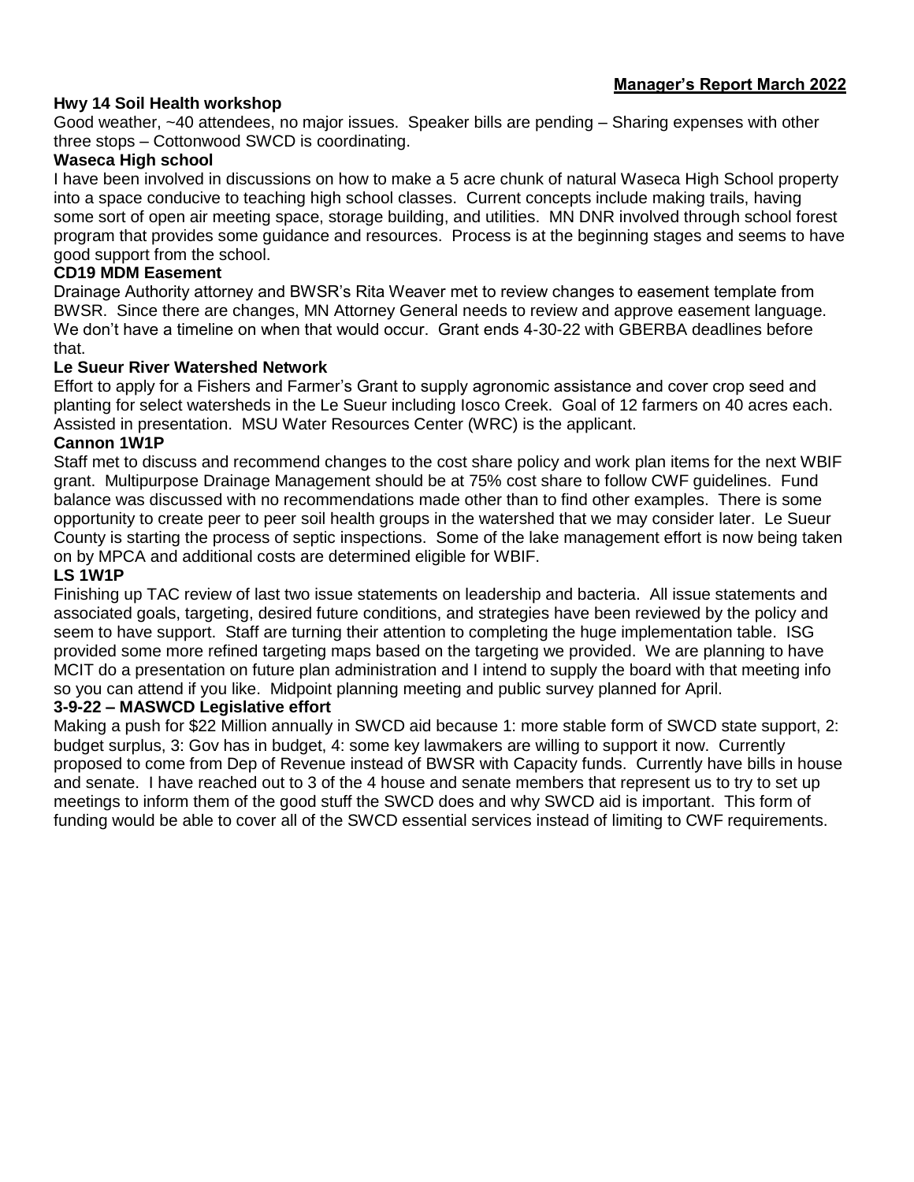**Manager's Report March 2022**

**Hwy 14 Soil Health workshop**

Good weather, ~40 attendees, no major issues. Speaker bills are pending – Sharing expenses with other three stops – Cottonwood SWCD is coordinating.

**Waseca High school**

I have been involved in discussions on how to make a 5 acre chunk of natural Waseca High School property into a space conducive to teaching high school classes. Current concepts include making trails, having some sort of open air meeting space, storage building, and utilities. MN DNR involved through school forest program that provides some guidance and resources. Process is at the beginning stages and seems to have good support from the school.

**CD19 MDM Easement**

Drainage Authority attorney and BWSR's Rita Weaver met to review changes to easement template from BWSR. Since there are changes, MN Attorney General needs to review and approve easement language. We don't have a timeline on when that would occur. Grant ends 4-30-22 with GBERBA deadlines before that.

**Le Sueur River Watershed Network**

Effort to apply for a Fishers and Farmer's Grant to supply agronomic assistance and cover crop seed and planting for select watersheds in the Le Sueur including Iosco Creek. Goal of 12 farmers on 40 acres each. Assisted in presentation. MSU Water Resources Center (WRC) is the applicant.

**Cannon 1W1P**

Staff met to discuss and recommend changes to the cost share policy and work plan items for the next WBIF grant. Multipurpose Drainage Management should be at 75% cost share to follow CWF guidelines. Fund balance was discussed with no recommendations made other than to find other examples. There is some opportunity to create peer to peer soil health groups in the watershed that we may consider later. Le Sueur County is starting the process of septic inspections. Some of the lake management effort is now being taken on by MPCA and additional costs are determined eligible for WBIF.

**LS 1W1P**

Finishing up TAC review of last two issue statements on leadership and bacteria. All issue statements and associated goals, targeting, desired future conditions, and strategies have been reviewed by the policy and seem to have support. Staff are turning their attention to completing the huge implementation table. ISG provided some more refined targeting maps based on the targeting we provided. We are planning to have MCIT do a presentation on future plan administration and I intend to supply the board with that meeting info so you can attend if you like. Midpoint planning meeting and public survey planned for April.

**3-9-22 – MASWCD Legislative effort**

Making a push for $22 Million annually in SWCD aid because 1: more stable form of SWCD state support, 2: budget surplus, 3: Gov has in budget, 4: some key lawmakers are willing to support it now. Currently proposed to come from Dep of Revenue instead of BWSR with Capacity funds. Currently have bills in house and senate. I have reached out to 3 of the 4 house and senate members that represent us to try to set up meetings to inform them of the good stuff the SWCD does and why SWCD aid is important. This form of funding would be able to cover all of the SWCD essential services instead of limiting to CWF requirements.